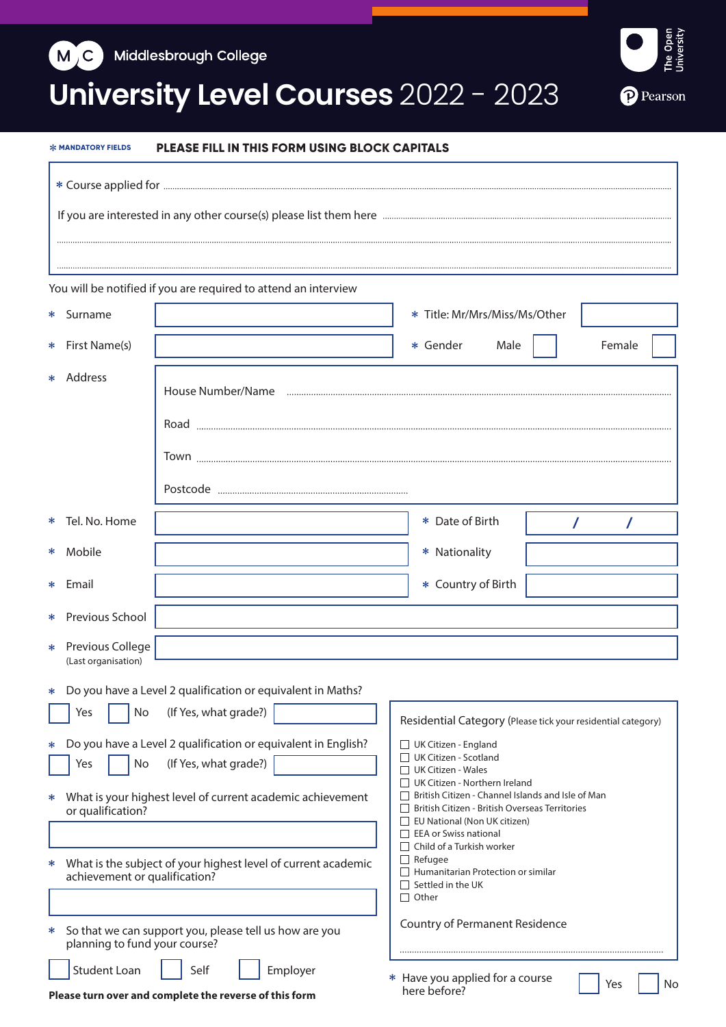Middlesbrough College

The Open University

Pearson

# University Level Courses 2022 - 2023

* MANDATORY FIELDS

**PLEASE FILL IN THIS FORM USING BLOCK CAPITALS**

* Course applied for ....................

If you are interested in any other course(s) please list them here ....................

....................

....................

You will be notified if you are required to attend an interview

* Surname

* Title: Mr/Mrs/Miss/Ms/Other

* First Name(s)

* Gender Male ☐ Female ☐

* Address

House Number/Name ....................

Road ....................

Town ....................

Postcode ....................

* Tel. No. Home

* Date of Birth / /

* Mobile

* Nationality

* Email

* Country of Birth

* Previous School

* Previous College (Last organisation)

* Do you have a Level 2 qualification or equivalent in Maths?

☐ Yes ☐ No (If Yes, what grade?)

* Do you have a Level 2 qualification or equivalent in English?

☐ Yes ☐ No (If Yes, what grade?)

* What is your highest level of current academic achievement or qualification?

* What is the subject of your highest level of current academic achievement or qualification?

* So that we can support you, please tell us how are you planning to fund your course?

☐ Student Loan ☐ Self ☐ Employer

Residential Category (Please tick your residential category)

- ☐ UK Citizen - England
- ☐ UK Citizen - Scotland
- ☐ UK Citizen - Wales
- ☐ UK Citizen - Northern Ireland
- ☐ British Citizen - Channel Islands and Isle of Man
- ☐ British Citizen - British Overseas Territories
- ☐ EU National (Non UK citizen)
- ☐ EEA or Swiss national
- ☐ Child of a Turkish worker
- ☐ Refugee
- ☐ Humanitarian Protection or similar
- ☐ Settled in the UK
- ☐ Other

Country of Permanent Residence

....................

* Have you applied for a course here before? ☐ Yes ☐ No

**Please turn over and complete the reverse of this form**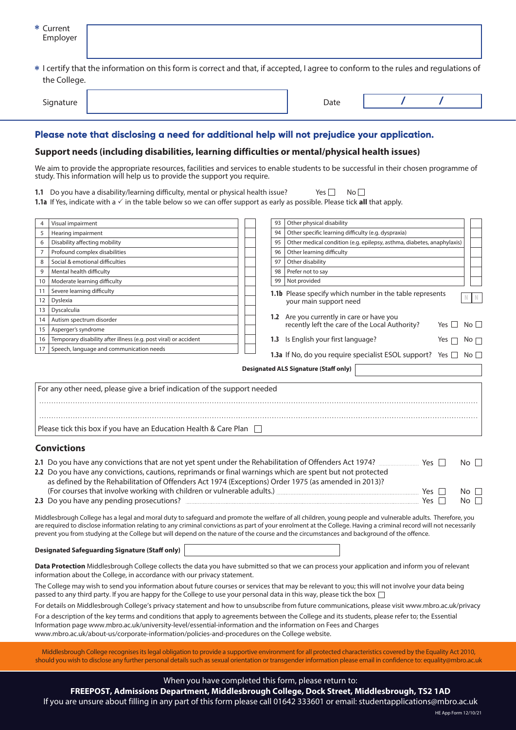\* Current Employer

\* I certify that the information on this form is correct and that, if accepted, I agree to conform to the rules and regulations of the College.

Signature | Date / /

## Please note that disclosing a need for additional help will not prejudice your application.

### Support needs (including disabilities, learning difficulties or mental/physical health issues)

We aim to provide the appropriate resources, facilities and services to enable students to be successful in their chosen programme of study. This information will help us to provide the support you require.

**1.1** Do you have a disability/learning difficulty, mental or physical health issue? Yes ☐ No ☐

**1.1a** If Yes, indicate with a ✓ in the table below so we can offer support as early as possible. Please tick **all** that apply.

| | | |
|---|---|---|
| 4 | Visual impairment | ☐ |
| 5 | Hearing impairment | ☐ |
| 6 | Disability affecting mobility | ☐ |
| 7 | Profound complex disabilities | ☐ |
| 8 | Social & emotional difficulties | ☐ |
| 9 | Mental health difficulty | ☐ |
| 10 | Moderate learning difficulty | ☐ |
| 11 | Severe learning difficulty | ☐ |
| 12 | Dyslexia | ☐ |
| 13 | Dyscalculia | ☐ |
| 14 | Autism spectrum disorder | ☐ |
| 15 | Asperger's syndrome | ☐ |
| 16 | Temporary disability after illness (e.g. post viral) or accident | ☐ |
| 17 | Speech, language and communication needs | ☐ |
| 93 | Other physical disability | ☐ |
| 94 | Other specific learning difficulty (e.g. dyspraxia) | ☐ |
| 95 | Other medical condition (e.g. epilepsy, asthma, diabetes, anaphylaxis) | ☐ |
| 96 | Other learning difficulty | ☐ |
| 97 | Other disability | ☐ |
| 98 | Prefer not to say | ☐ |
| 99 | Not provided | ☐ |

**1.1b** Please specify which number in the table represents your main support need N N

**1.2** Are you currently in care or have you recently left the care of the Local Authority? Yes ☐ No ☐

**1.3** Is English your first language? Yes ☐ No ☐

**1.3a** If No, do you require specialist ESOL support? Yes ☐ No ☐

**Designated ALS Signature (Staff only)**

For any other need, please give a brief indication of the support needed

........................................................................................................................................................................

........................................................................................................................................................................

Please tick this box if you have an Education Health & Care Plan ☐

### Convictions

**2.1** Do you have any convictions that are not yet spent under the Rehabilitation of Offenders Act 1974? Yes ☐ No ☐

**2.2** Do you have any convictions, cautions, reprimands or final warnings which are spent but not protected as defined by the Rehabilitation of Offenders Act 1974 (Exceptions) Order 1975 (as amended in 2013)? (For courses that involve working with children or vulnerable adults.) Yes ☐ No ☐

**2.3** Do you have any pending prosecutions? Yes ☐ No ☐

Middlesbrough College has a legal and moral duty to safeguard and promote the welfare of all children, young people and vulnerable adults. Therefore, you are required to disclose information relating to any criminal convictions as part of your enrolment at the College. Having a criminal record will not necessarily prevent you from studying at the College but will depend on the nature of the course and the circumstances and background of the offence.

**Designated Safeguarding Signature (Staff only)**

**Data Protection** Middlesbrough College collects the data you have submitted so that we can process your application and inform you of relevant information about the College, in accordance with our privacy statement.

The College may wish to send you information about future courses or services that may be relevant to you; this will not involve your data being passed to any third party. If you are happy for the College to use your personal data in this way, please tick the box ☐

For details on Middlesbrough College's privacy statement and how to unsubscribe from future communications, please visit www.mbro.ac.uk/privacy

For a description of the key terms and conditions that apply to agreements between the College and its students, please refer to; the Essential Information page www.mbro.ac.uk/university-level/essential-information and the information on Fees and Charges www.mbro.ac.uk/about-us/corporate-information/policies-and-procedures on the College website.

Middlesbrough College recognises its legal obligation to provide a supportive environment for all protected characteristics covered by the Equality Act 2010, should you wish to disclose any further personal details such as sexual orientation or transgender information please email in confidence to: equality@mbro.ac.uk

When you have completed this form, please return to:

**FREEPOST, Admissions Department, Middlesbrough College, Dock Street, Middlesbrough, TS2 1AD**

If you are unsure about filling in any part of this form please call 01642 333601 or email: studentapplications@mbro.ac.uk

HE App Form 12/10/21